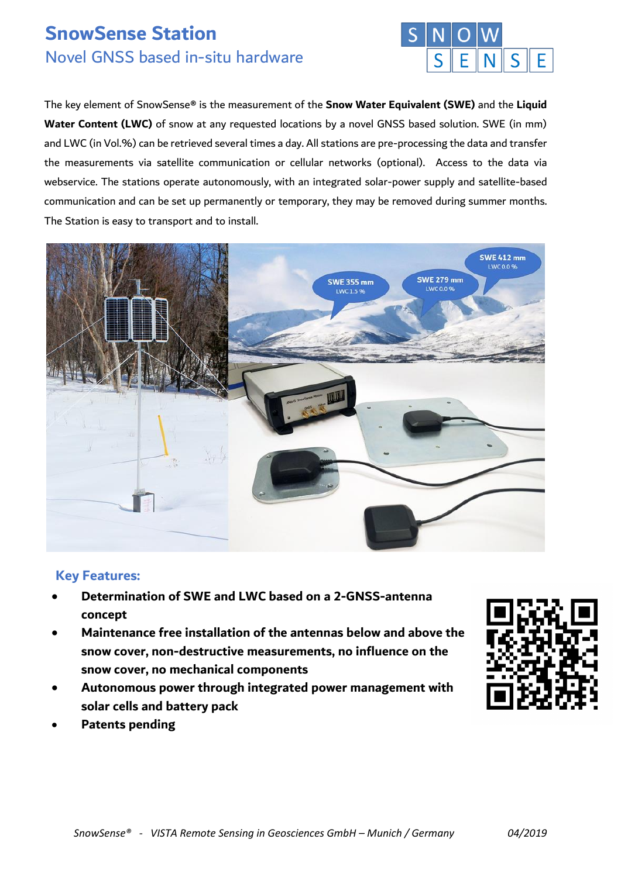# SnowSense Station

## Novel GNSS based in-situ hardware

The key element of SnowSense® is the measurement of the **Snow Water Equivalent (SWE)** and the **Liquid Water Content (LWC)** of snow at any requested locations by a novel GNSS based solution. SWE (in mm) and LWC (in Vol.%) can be retrieved several times a day. All stations are pre-processing the data and transfer the measurements via satellite communication or cellular networks (optional). Access to the data via webservice. The stations operate autonomously, with an integrated solar-power supply and satellite-based communication and can be set up permanently or temporary, they may be removed during summer months. The Station is easy to transport and to install.

### Key Features:

- **Determination of SWE and LWC based on a 2-GNSS-antenna concept**
- **Maintenance free installation of the antennas below and above the snow cover, non-destructive measurements, no influence on the snow cover, no mechanical components**
- **Autonomous power through integrated power management with solar cells and battery pack**
- **Patents pending**

*SnowSense® - VISTA Remote Sensing in Geosciences GmbH – Munich / Germany* *04/2019*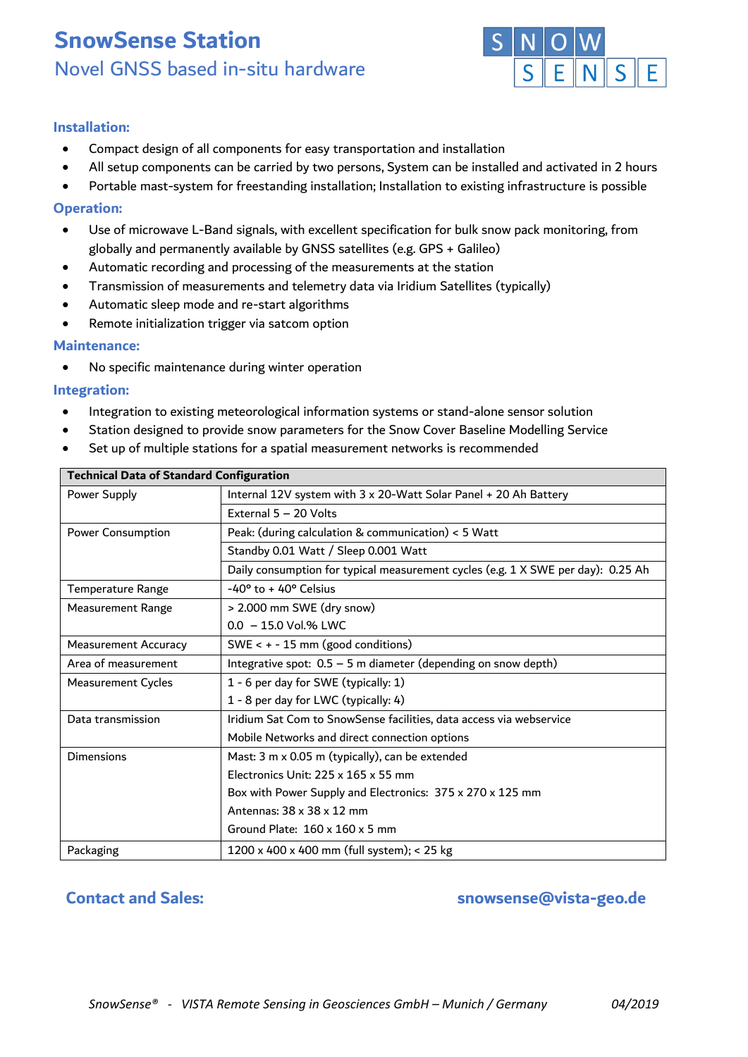# SnowSense Station

## Novel GNSS based in-situ hardware

S N O W
S E N S E

### Installation:

- Compact design of all components for easy transportation and installation
- All setup components can be carried by two persons, System can be installed and activated in 2 hours
- Portable mast-system for freestanding installation; Installation to existing infrastructure is possible

### Operation:

- Use of microwave L-Band signals, with excellent specification for bulk snow pack monitoring, from globally and permanently available by GNSS satellites (e.g. GPS + Galileo)
- Automatic recording and processing of the measurements at the station
- Transmission of measurements and telemetry data via Iridium Satellites (typically)
- Automatic sleep mode and re-start algorithms
- Remote initialization trigger via satcom option

### Maintenance:

- No specific maintenance during winter operation

### Integration:

- Integration to existing meteorological information systems or stand-alone sensor solution
- Station designed to provide snow parameters for the Snow Cover Baseline Modelling Service
- Set up of multiple stations for a spatial measurement networks is recommended

| **Technical Data of Standard Configuration** | |
|---|---|
| Power Supply | Internal 12V system with 3 x 20-Watt Solar Panel + 20 Ah Battery |
| | External 5 – 20 Volts |
| Power Consumption | Peak: (during calculation & communication) < 5 Watt |
| | Standby 0.01 Watt / Sleep 0.001 Watt |
| | Daily consumption for typical measurement cycles (e.g. 1 X SWE per day): 0.25 Ah |
| Temperature Range | -40° to + 40° Celsius |
| Measurement Range | > 2.000 mm SWE (dry snow)<br>0.0 – 15.0 Vol.% LWC |
| Measurement Accuracy | SWE < + - 15 mm (good conditions) |
| Area of measurement | Integrative spot: 0.5 – 5 m diameter (depending on snow depth) |
| Measurement Cycles | 1 - 6 per day for SWE (typically: 1)<br>1 - 8 per day for LWC (typically: 4) |
| Data transmission | Iridium Sat Com to SnowSense facilities, data access via webservice<br>Mobile Networks and direct connection options |
| Dimensions | Mast: 3 m x 0.05 m (typically), can be extended<br>Electronics Unit: 225 x 165 x 55 mm<br>Box with Power Supply and Electronics: 375 x 270 x 125 mm<br>Antennas: 38 x 38 x 12 mm<br>Ground Plate: 160 x 160 x 5 mm |
| Packaging | 1200 x 400 x 400 mm (full system); < 25 kg |

### Contact and Sales: snowsense@vista-geo.de

*SnowSense® - VISTA Remote Sensing in Geosciences GmbH – Munich / Germany* 04/2019